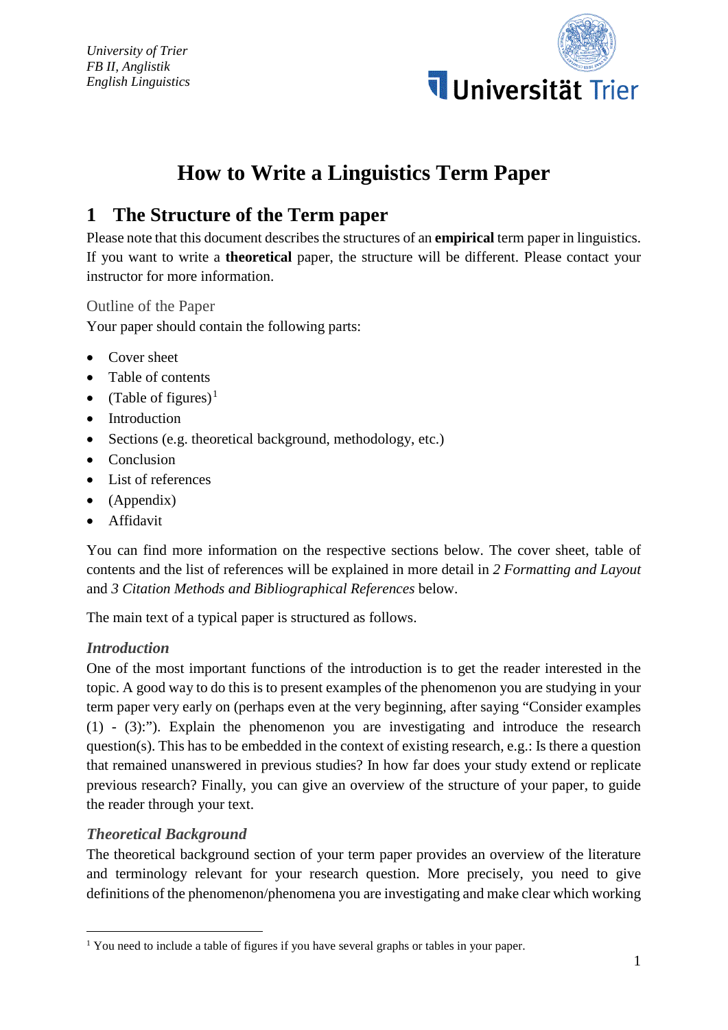*University of Trier*
*FB II, Anglistik*
*English Linguistics*

Universität Trier

# How to Write a Linguistics Term Paper

## 1 The Structure of the Term paper

Please note that this document describes the structures of an **empirical** term paper in linguistics. If you want to write a **theoretical** paper, the structure will be different. Please contact your instructor for more information.

### Outline of the Paper

Your paper should contain the following parts:

- Cover sheet
- Table of contents
- (Table of figures)[1]
- Introduction
- Sections (e.g. theoretical background, methodology, etc.)
- Conclusion
- List of references
- (Appendix)
- Affidavit

You can find more information on the respective sections below. The cover sheet, table of contents and the list of references will be explained in more detail in *2 Formatting and Layout* and *3 Citation Methods and Bibliographical References* below.

The main text of a typical paper is structured as follows.

### *Introduction*

One of the most important functions of the introduction is to get the reader interested in the topic. A good way to do this is to present examples of the phenomenon you are studying in your term paper very early on (perhaps even at the very beginning, after saying "Consider examples (1) - (3):"). Explain the phenomenon you are investigating and introduce the research question(s). This has to be embedded in the context of existing research, e.g.: Is there a question that remained unanswered in previous studies? In how far does your study extend or replicate previous research? Finally, you can give an overview of the structure of your paper, to guide the reader through your text.

### *Theoretical Background*

The theoretical background section of your term paper provides an overview of the literature and terminology relevant for your research question. More precisely, you need to give definitions of the phenomenon/phenomena you are investigating and make clear which working

[1] You need to include a table of figures if you have several graphs or tables in your paper.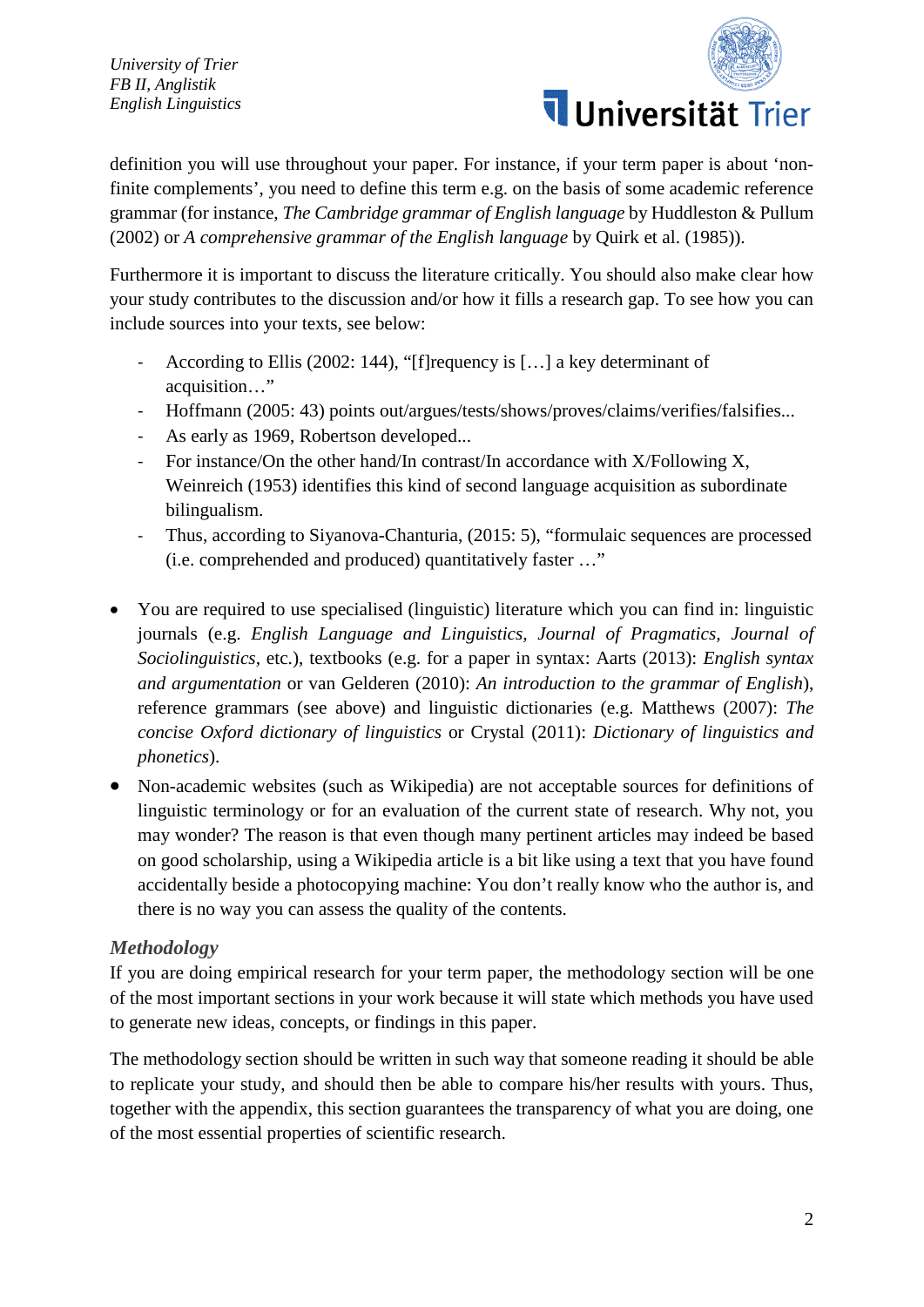definition you will use throughout your paper. For instance, if your term paper is about 'non-finite complements', you need to define this term e.g. on the basis of some academic reference grammar (for instance, *The Cambridge grammar of English language* by Huddleston & Pullum (2002) or *A comprehensive grammar of the English language* by Quirk et al. (1985)).

Furthermore it is important to discuss the literature critically. You should also make clear how your study contributes to the discussion and/or how it fills a research gap. To see how you can include sources into your texts, see below:

- According to Ellis (2002: 144), "[f]requency is […] a key determinant of acquisition…"
- Hoffmann (2005: 43) points out/argues/tests/shows/proves/claims/verifies/falsifies...
- As early as 1969, Robertson developed...
- For instance/On the other hand/In contrast/In accordance with X/Following X, Weinreich (1953) identifies this kind of second language acquisition as subordinate bilingualism.
- Thus, according to Siyanova-Chanturia, (2015: 5), "formulaic sequences are processed (i.e. comprehended and produced) quantitatively faster …"

- You are required to use specialised (linguistic) literature which you can find in: linguistic journals (e.g. *English Language and Linguistics*, *Journal of Pragmatics*, *Journal of Sociolinguistics*, etc.), textbooks (e.g. for a paper in syntax: Aarts (2013): *English syntax and argumentation* or van Gelderen (2010): *An introduction to the grammar of English*), reference grammars (see above) and linguistic dictionaries (e.g. Matthews (2007): *The concise Oxford dictionary of linguistics* or Crystal (2011): *Dictionary of linguistics and phonetics*).
- Non-academic websites (such as Wikipedia) are not acceptable sources for definitions of linguistic terminology or for an evaluation of the current state of research. Why not, you may wonder? The reason is that even though many pertinent articles may indeed be based on good scholarship, using a Wikipedia article is a bit like using a text that you have found accidentally beside a photocopying machine: You don't really know who the author is, and there is no way you can assess the quality of the contents.

### *Methodology*

If you are doing empirical research for your term paper, the methodology section will be one of the most important sections in your work because it will state which methods you have used to generate new ideas, concepts, or findings in this paper.

The methodology section should be written in such way that someone reading it should be able to replicate your study, and should then be able to compare his/her results with yours. Thus, together with the appendix, this section guarantees the transparency of what you are doing, one of the most essential properties of scientific research.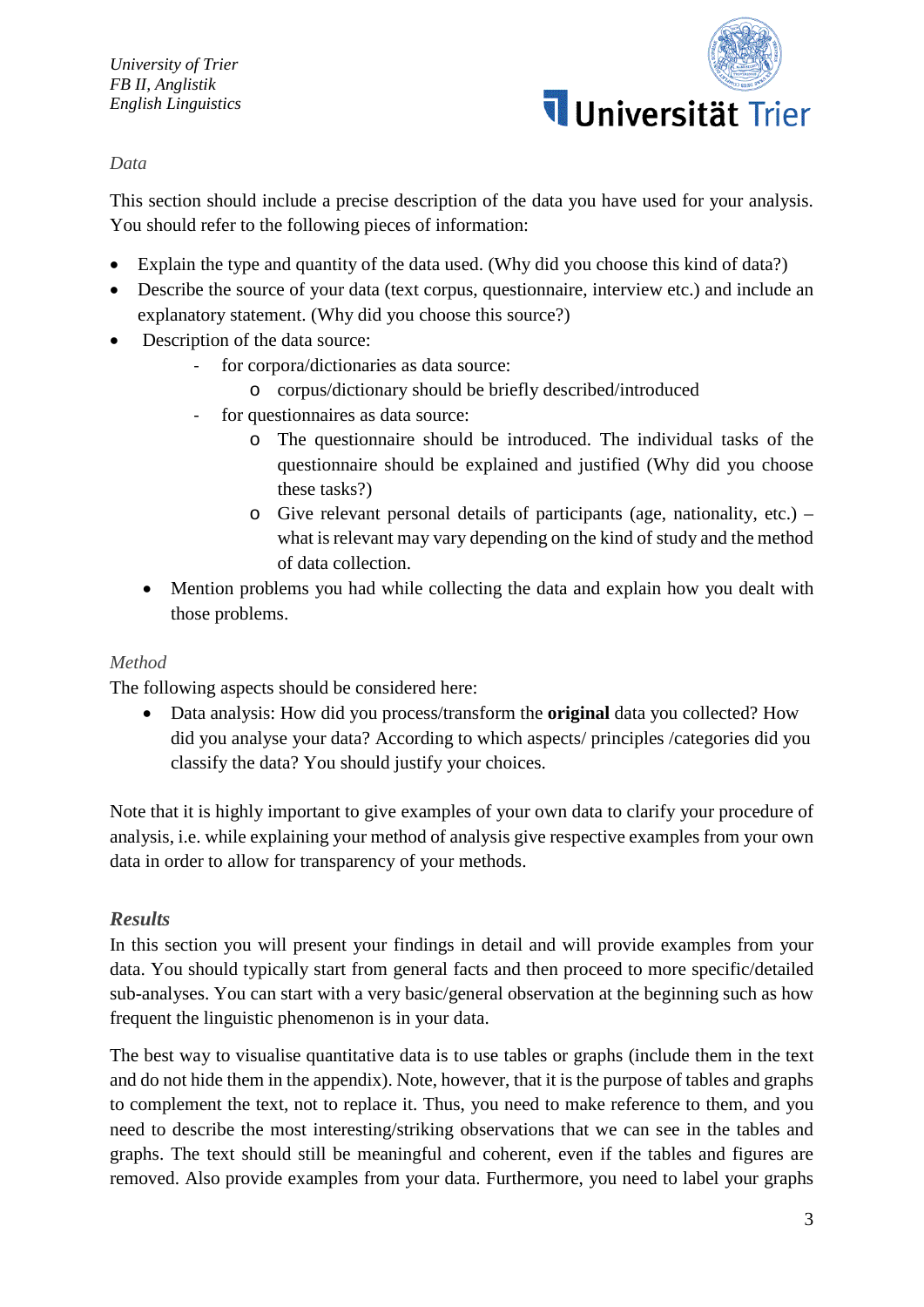*Data*

This section should include a precise description of the data you have used for your analysis. You should refer to the following pieces of information:

- Explain the type and quantity of the data used. (Why did you choose this kind of data?)
- Describe the source of your data (text corpus, questionnaire, interview etc.) and include an explanatory statement. (Why did you choose this source?)
- Description of the data source:
  - for corpora/dictionaries as data source:
    - corpus/dictionary should be briefly described/introduced
  - for questionnaires as data source:
    - The questionnaire should be introduced. The individual tasks of the questionnaire should be explained and justified (Why did you choose these tasks?)
    - Give relevant personal details of participants (age, nationality, etc.) – what is relevant may vary depending on the kind of study and the method of data collection.
- Mention problems you had while collecting the data and explain how you dealt with those problems.

*Method*

The following aspects should be considered here:

- Data analysis: How did you process/transform the **original** data you collected? How did you analyse your data? According to which aspects/ principles /categories did you classify the data? You should justify your choices.

Note that it is highly important to give examples of your own data to clarify your procedure of analysis, i.e. while explaining your method of analysis give respective examples from your own data in order to allow for transparency of your methods.

***Results***

In this section you will present your findings in detail and will provide examples from your data. You should typically start from general facts and then proceed to more specific/detailed sub-analyses. You can start with a very basic/general observation at the beginning such as how frequent the linguistic phenomenon is in your data.

The best way to visualise quantitative data is to use tables or graphs (include them in the text and do not hide them in the appendix). Note, however, that it is the purpose of tables and graphs to complement the text, not to replace it. Thus, you need to make reference to them, and you need to describe the most interesting/striking observations that we can see in the tables and graphs. The text should still be meaningful and coherent, even if the tables and figures are removed. Also provide examples from your data. Furthermore, you need to label your graphs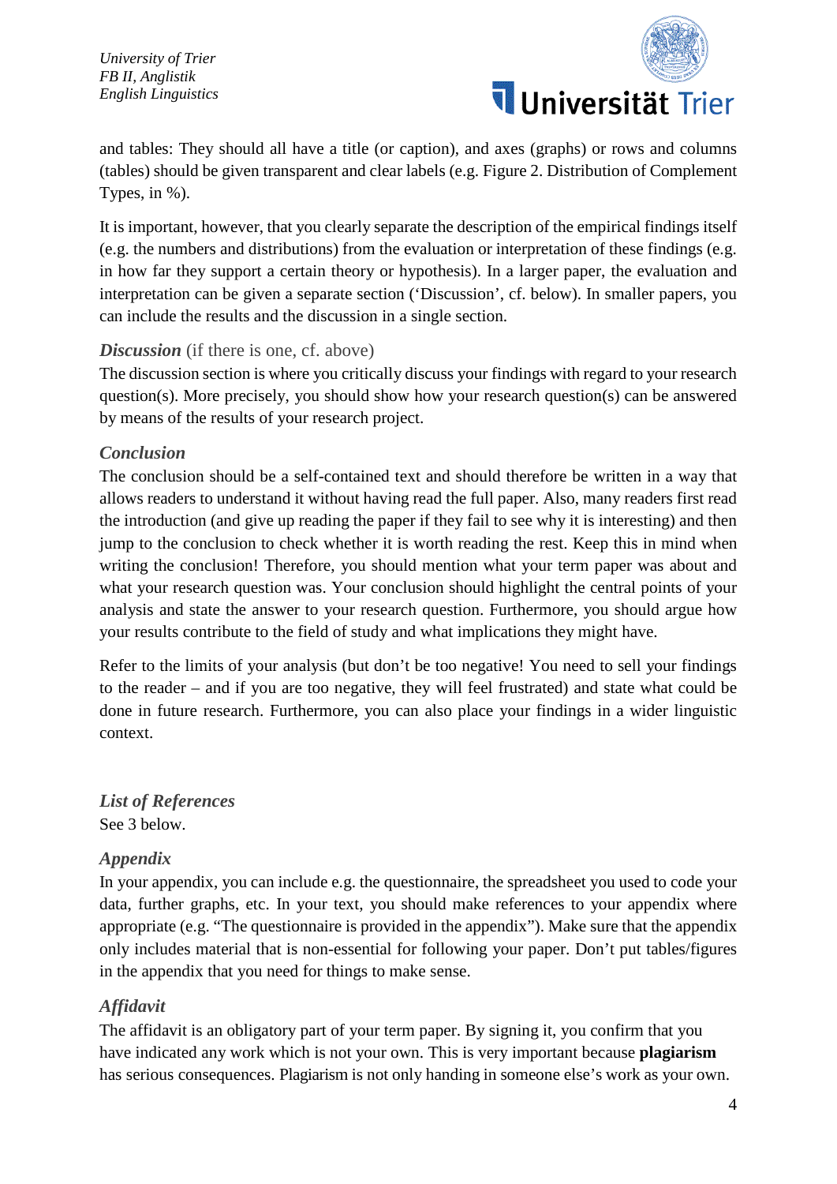and tables: They should all have a title (or caption), and axes (graphs) or rows and columns (tables) should be given transparent and clear labels (e.g. Figure 2. Distribution of Complement Types, in %).

It is important, however, that you clearly separate the description of the empirical findings itself (e.g. the numbers and distributions) from the evaluation or interpretation of these findings (e.g. in how far they support a certain theory or hypothesis). In a larger paper, the evaluation and interpretation can be given a separate section ('Discussion', cf. below). In smaller papers, you can include the results and the discussion in a single section.

### *Discussion* (if there is one, cf. above)

The discussion section is where you critically discuss your findings with regard to your research question(s). More precisely, you should show how your research question(s) can be answered by means of the results of your research project.

### *Conclusion*

The conclusion should be a self-contained text and should therefore be written in a way that allows readers to understand it without having read the full paper. Also, many readers first read the introduction (and give up reading the paper if they fail to see why it is interesting) and then jump to the conclusion to check whether it is worth reading the rest. Keep this in mind when writing the conclusion! Therefore, you should mention what your term paper was about and what your research question was. Your conclusion should highlight the central points of your analysis and state the answer to your research question. Furthermore, you should argue how your results contribute to the field of study and what implications they might have.

Refer to the limits of your analysis (but don't be too negative! You need to sell your findings to the reader – and if you are too negative, they will feel frustrated) and state what could be done in future research. Furthermore, you can also place your findings in a wider linguistic context.

### *List of References*

See 3 below.

### *Appendix*

In your appendix, you can include e.g. the questionnaire, the spreadsheet you used to code your data, further graphs, etc. In your text, you should make references to your appendix where appropriate (e.g. "The questionnaire is provided in the appendix"). Make sure that the appendix only includes material that is non-essential for following your paper. Don't put tables/figures in the appendix that you need for things to make sense.

### *Affidavit*

The affidavit is an obligatory part of your term paper. By signing it, you confirm that you have indicated any work which is not your own. This is very important because **plagiarism** has serious consequences. Plagiarism is not only handing in someone else's work as your own.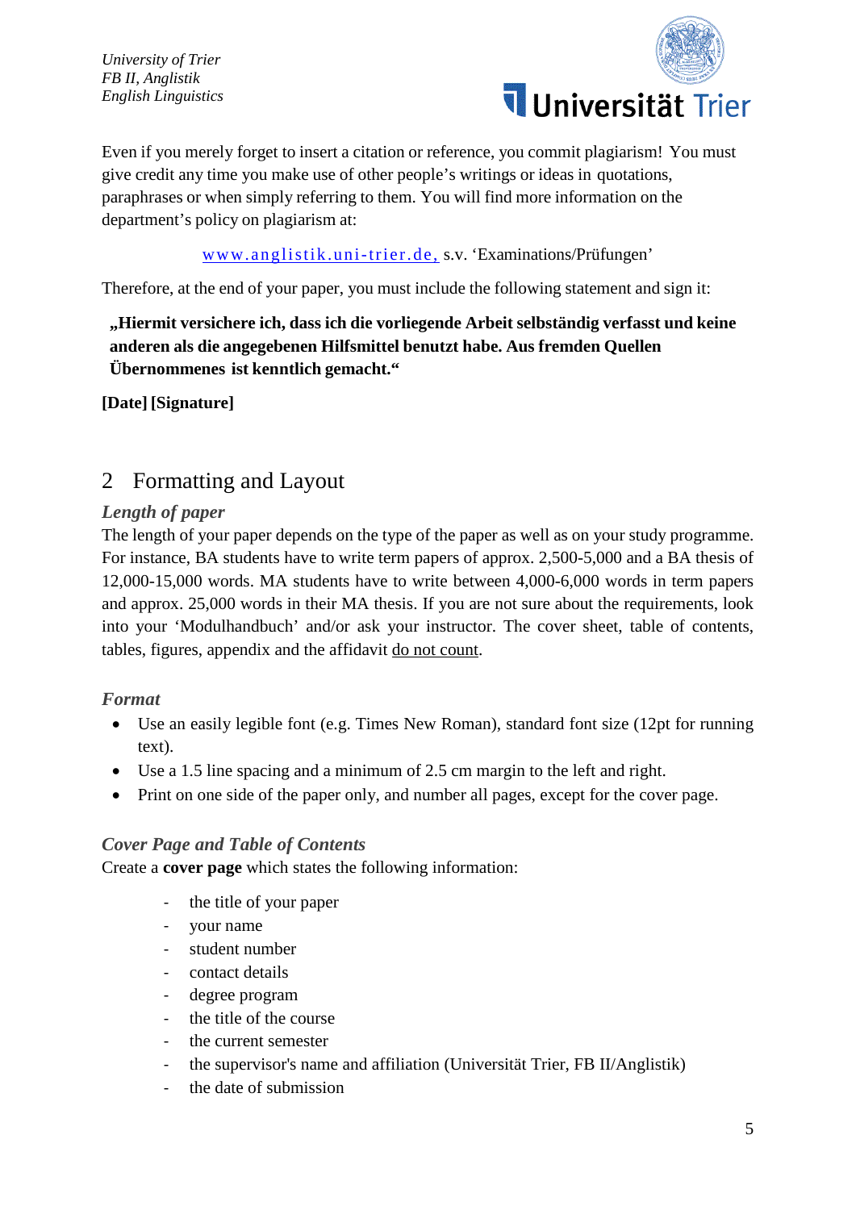Even if you merely forget to insert a citation or reference, you commit plagiarism! You must give credit any time you make use of other people's writings or ideas in quotations, paraphrases or when simply referring to them. You will find more information on the department's policy on plagiarism at:

www.anglistik.uni-trier.de, s.v. 'Examinations/Prüfungen'

Therefore, at the end of your paper, you must include the following statement and sign it:

**„Hiermit versichere ich, dass ich die vorliegende Arbeit selbständig verfasst und keine anderen als die angegebenen Hilfsmittel benutzt habe. Aus fremden Quellen Übernommenes ist kenntlich gemacht."**

**[Date] [Signature]**

## 2 Formatting and Layout

### *Length of paper*

The length of your paper depends on the type of the paper as well as on your study programme. For instance, BA students have to write term papers of approx. 2,500-5,000 and a BA thesis of 12,000-15,000 words. MA students have to write between 4,000-6,000 words in term papers and approx. 25,000 words in their MA thesis. If you are not sure about the requirements, look into your 'Modulhandbuch' and/or ask your instructor. The cover sheet, table of contents, tables, figures, appendix and the affidavit do not count.

### *Format*

- Use an easily legible font (e.g. Times New Roman), standard font size (12pt for running text).
- Use a 1.5 line spacing and a minimum of 2.5 cm margin to the left and right.
- Print on one side of the paper only, and number all pages, except for the cover page.

### *Cover Page and Table of Contents*

Create a **cover page** which states the following information:

- the title of your paper
- your name
- student number
- contact details
- degree program
- the title of the course
- the current semester
- the supervisor's name and affiliation (Universität Trier, FB II/Anglistik)
- the date of submission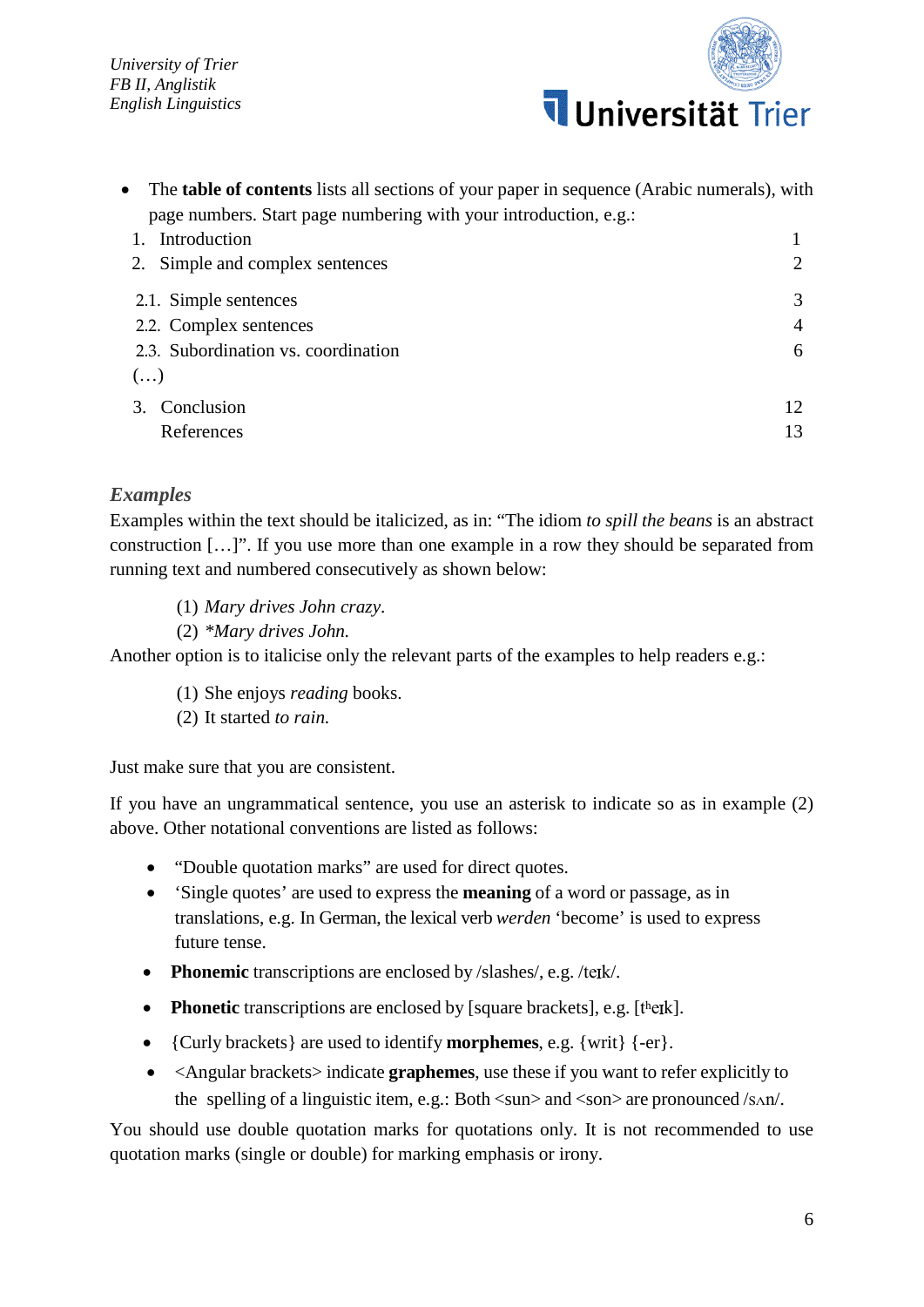- The **table of contents** lists all sections of your paper in sequence (Arabic numerals), with page numbers. Start page numbering with your introduction, e.g.:

| | |
|---|---|
| 1. Introduction | 1 |
| 2. Simple and complex sentences | 2 |
| 2.1. Simple sentences | 3 |
| 2.2. Complex sentences | 4 |
| 2.3. Subordination vs. coordination | 6 |
| (…) | |
| 3. Conclusion | 12 |
| References | 13 |

### *Examples*

Examples within the text should be italicized, as in: "The idiom *to spill the beans* is an abstract construction […]". If you use more than one example in a row they should be separated from running text and numbered consecutively as shown below:

(1) *Mary drives John crazy.*
(2) **Mary drives John.*

Another option is to italicise only the relevant parts of the examples to help readers e.g.:

(1) She enjoys *reading* books.
(2) It started *to rain.*

Just make sure that you are consistent.

If you have an ungrammatical sentence, you use an asterisk to indicate so as in example (2) above. Other notational conventions are listed as follows:

- "Double quotation marks" are used for direct quotes.
- 'Single quotes' are used to express the **meaning** of a word or passage, as in translations, e.g. In German, the lexical verb *werden* 'become' is used to express future tense.
- **Phonemic** transcriptions are enclosed by /slashes/, e.g. /teɪk/.
- **Phonetic** transcriptions are enclosed by [square brackets], e.g. [tʰeɪk].
- {Curly brackets} are used to identify **morphemes**, e.g. {writ} {-er}.
- <Angular brackets> indicate **graphemes**, use these if you want to refer explicitly to the spelling of a linguistic item, e.g.: Both <sun> and <son> are pronounced /sʌn/.

You should use double quotation marks for quotations only. It is not recommended to use quotation marks (single or double) for marking emphasis or irony.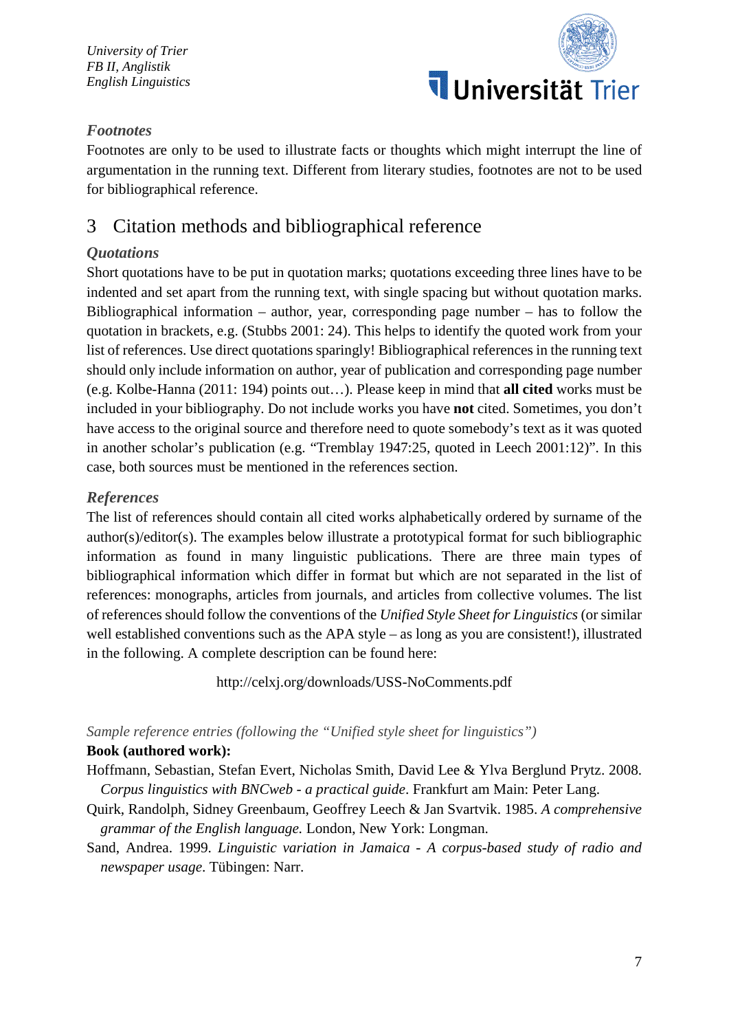### *Footnotes*

Footnotes are only to be used to illustrate facts or thoughts which might interrupt the line of argumentation in the running text. Different from literary studies, footnotes are not to be used for bibliographical reference.

## 3 Citation methods and bibliographical reference

### *Quotations*

Short quotations have to be put in quotation marks; quotations exceeding three lines have to be indented and set apart from the running text, with single spacing but without quotation marks. Bibliographical information – author, year, corresponding page number – has to follow the quotation in brackets, e.g. (Stubbs 2001: 24). This helps to identify the quoted work from your list of references. Use direct quotations sparingly! Bibliographical references in the running text should only include information on author, year of publication and corresponding page number (e.g. Kolbe-Hanna (2011: 194) points out…). Please keep in mind that **all cited** works must be included in your bibliography. Do not include works you have **not** cited. Sometimes, you don't have access to the original source and therefore need to quote somebody's text as it was quoted in another scholar's publication (e.g. "Tremblay 1947:25, quoted in Leech 2001:12)". In this case, both sources must be mentioned in the references section.

### *References*

The list of references should contain all cited works alphabetically ordered by surname of the author(s)/editor(s). The examples below illustrate a prototypical format for such bibliographic information as found in many linguistic publications. There are three main types of bibliographical information which differ in format but which are not separated in the list of references: monographs, articles from journals, and articles from collective volumes. The list of references should follow the conventions of the *Unified Style Sheet for Linguistics* (or similar well established conventions such as the APA style – as long as you are consistent!), illustrated in the following. A complete description can be found here:

http://celxj.org/downloads/USS-NoComments.pdf

*Sample reference entries (following the "Unified style sheet for linguistics")*

**Book (authored work):**

Hoffmann, Sebastian, Stefan Evert, Nicholas Smith, David Lee & Ylva Berglund Prytz. 2008. *Corpus linguistics with BNCweb - a practical guide*. Frankfurt am Main: Peter Lang.

Quirk, Randolph, Sidney Greenbaum, Geoffrey Leech & Jan Svartvik. 1985. *A comprehensive grammar of the English language.* London, New York: Longman.

Sand, Andrea. 1999. *Linguistic variation in Jamaica - A corpus-based study of radio and newspaper usage*. Tübingen: Narr.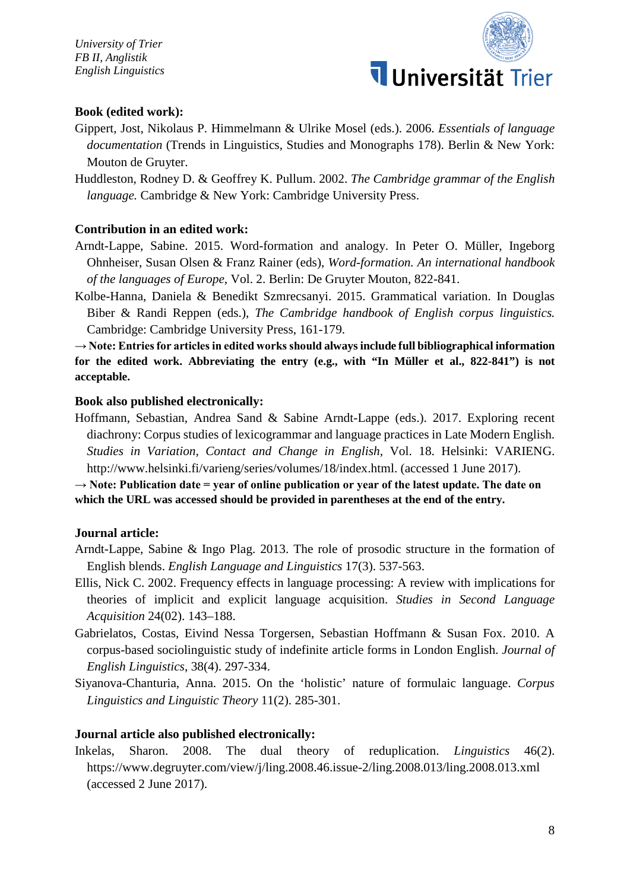**Book (edited work):**

Gippert, Jost, Nikolaus P. Himmelmann & Ulrike Mosel (eds.). 2006. *Essentials of language documentation* (Trends in Linguistics, Studies and Monographs 178). Berlin & New York: Mouton de Gruyter.

Huddleston, Rodney D. & Geoffrey K. Pullum. 2002. *The Cambridge grammar of the English language.* Cambridge & New York: Cambridge University Press.

**Contribution in an edited work:**

Arndt-Lappe, Sabine. 2015. Word-formation and analogy. In Peter O. Müller, Ingeborg Ohnheiser, Susan Olsen & Franz Rainer (eds), *Word-formation. An international handbook of the languages of Europe*, Vol. 2. Berlin: De Gruyter Mouton, 822-841.

Kolbe-Hanna, Daniela & Benedikt Szmrecsanyi. 2015. Grammatical variation. In Douglas Biber & Randi Reppen (eds.), *The Cambridge handbook of English corpus linguistics.* Cambridge: Cambridge University Press, 161-179.

**→ Note: Entries for articles in edited works should always include full bibliographical information for the edited work. Abbreviating the entry (e.g., with "In Müller et al., 822-841") is not acceptable.**

**Book also published electronically:**

Hoffmann, Sebastian, Andrea Sand & Sabine Arndt-Lappe (eds.). 2017. Exploring recent diachrony: Corpus studies of lexicogrammar and language practices in Late Modern English. *Studies in Variation, Contact and Change in English*, Vol. 18. Helsinki: VARIENG. http://www.helsinki.fi/varieng/series/volumes/18/index.html. (accessed 1 June 2017).

**→ Note: Publication date = year of online publication or year of the latest update. The date on which the URL was accessed should be provided in parentheses at the end of the entry.**

**Journal article:**

Arndt-Lappe, Sabine & Ingo Plag. 2013. The role of prosodic structure in the formation of English blends. *English Language and Linguistics* 17(3). 537-563.

Ellis, Nick C. 2002. Frequency effects in language processing: A review with implications for theories of implicit and explicit language acquisition. *Studies in Second Language Acquisition* 24(02). 143–188.

Gabrielatos, Costas, Eivind Nessa Torgersen, Sebastian Hoffmann & Susan Fox. 2010. A corpus-based sociolinguistic study of indefinite article forms in London English. *Journal of English Linguistics*, 38(4). 297-334.

Siyanova-Chanturia, Anna. 2015. On the 'holistic' nature of formulaic language. *Corpus Linguistics and Linguistic Theory* 11(2). 285-301.

**Journal article also published electronically:**

Inkelas, Sharon. 2008. The dual theory of reduplication. *Linguistics* 46(2). https://www.degruyter.com/view/j/ling.2008.46.issue-2/ling.2008.013/ling.2008.013.xml (accessed 2 June 2017).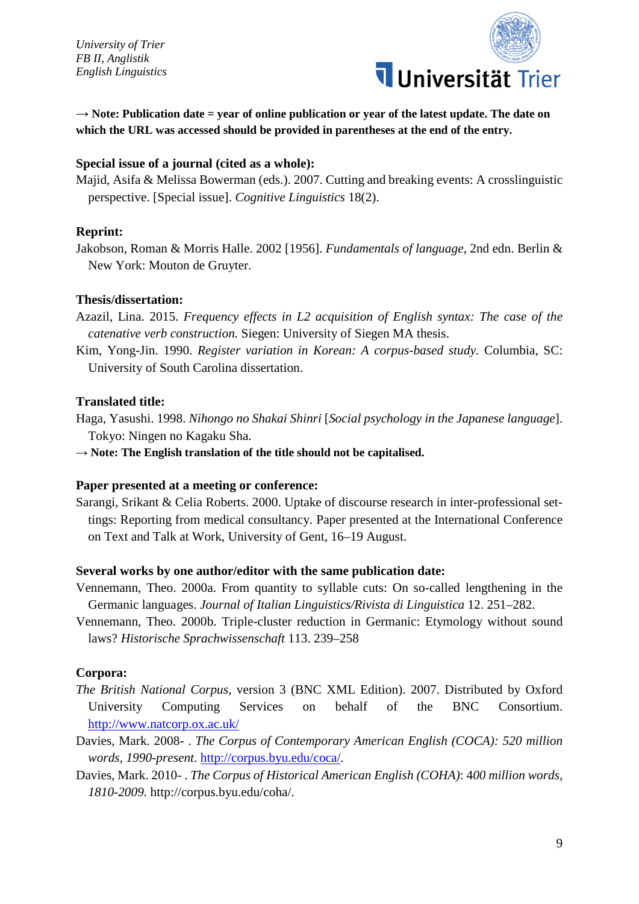→ **Note: Publication date = year of online publication or year of the latest update. The date on which the URL was accessed should be provided in parentheses at the end of the entry.**

**Special issue of a journal (cited as a whole):**

Majid, Asifa & Melissa Bowerman (eds.). 2007. Cutting and breaking events: A crosslinguistic perspective. [Special issue]. *Cognitive Linguistics* 18(2).

**Reprint:**

Jakobson, Roman & Morris Halle. 2002 [1956]. *Fundamentals of language*, 2nd edn. Berlin & New York: Mouton de Gruyter.

**Thesis/dissertation:**

Azazil, Lina. 2015. *Frequency effects in L2 acquisition of English syntax: The case of the catenative verb construction.* Siegen: University of Siegen MA thesis.

Kim, Yong-Jin. 1990. *Register variation in Korean: A corpus-based study.* Columbia, SC: University of South Carolina dissertation.

**Translated title:**

Haga, Yasushi. 1998. *Nihongo no Shakai Shinri* [*Social psychology in the Japanese language*]. Tokyo: Ningen no Kagaku Sha.

→ **Note: The English translation of the title should not be capitalised.**

**Paper presented at a meeting or conference:**

Sarangi, Srikant & Celia Roberts. 2000. Uptake of discourse research in inter-professional settings: Reporting from medical consultancy. Paper presented at the International Conference on Text and Talk at Work, University of Gent, 16–19 August.

**Several works by one author/editor with the same publication date:**

Vennemann, Theo. 2000a. From quantity to syllable cuts: On so-called lengthening in the Germanic languages. *Journal of Italian Linguistics/Rivista di Linguistica* 12. 251–282.

Vennemann, Theo. 2000b. Triple-cluster reduction in Germanic: Etymology without sound laws? *Historische Sprachwissenschaft* 113. 239–258

**Corpora:**

*The British National Corpus*, version 3 (BNC XML Edition). 2007. Distributed by Oxford University Computing Services on behalf of the BNC Consortium. http://www.natcorp.ox.ac.uk/

Davies, Mark. 2008- . *The Corpus of Contemporary American English (COCA): 520 million words, 1990-present*. http://corpus.byu.edu/coca/.

Davies, Mark. 2010- . *The Corpus of Historical American English (COHA)*: *400 million words, 1810-2009.* http://corpus.byu.edu/coha/.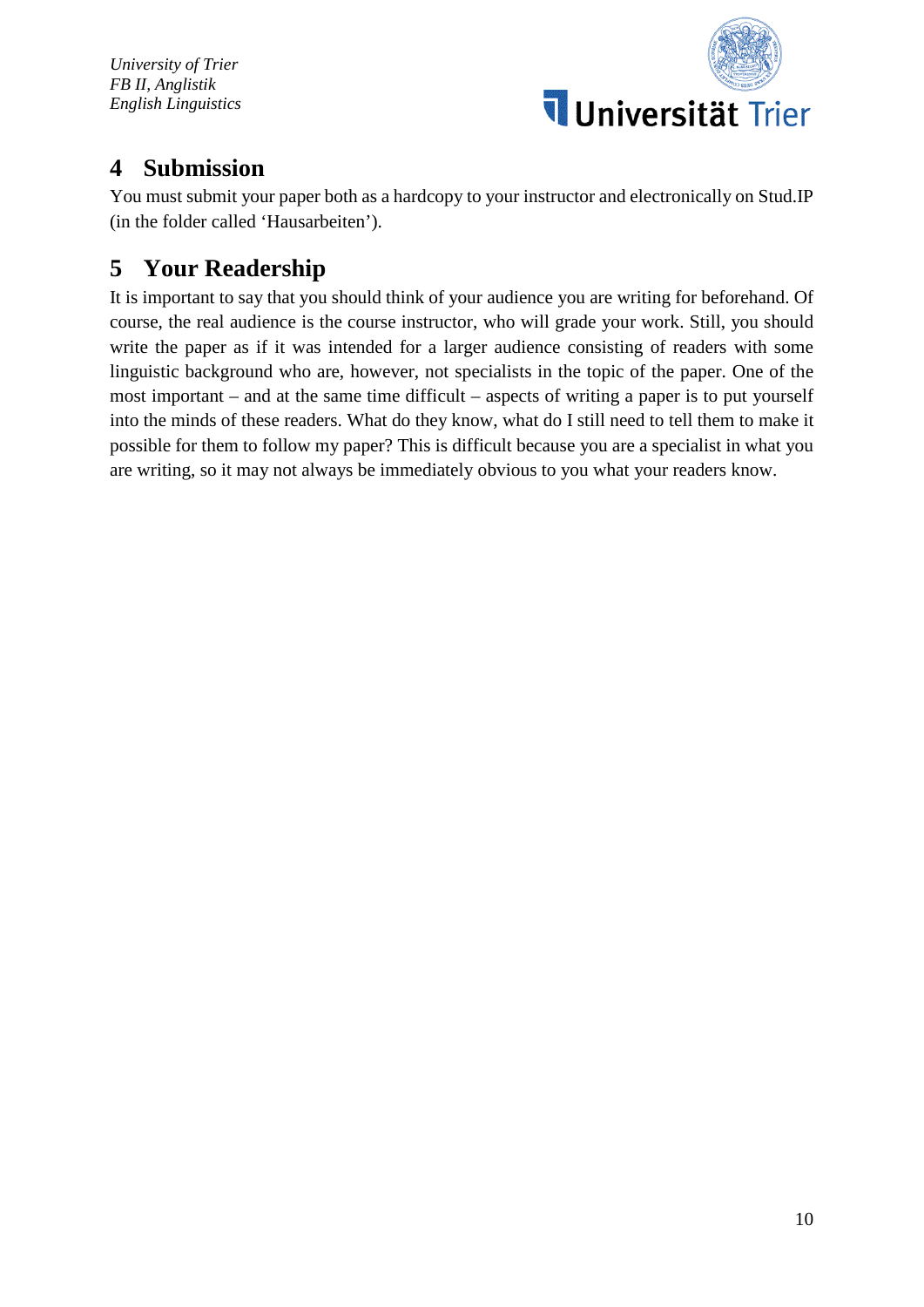## 4 Submission

You must submit your paper both as a hardcopy to your instructor and electronically on Stud.IP (in the folder called 'Hausarbeiten').

## 5 Your Readership

It is important to say that you should think of your audience you are writing for beforehand. Of course, the real audience is the course instructor, who will grade your work. Still, you should write the paper as if it was intended for a larger audience consisting of readers with some linguistic background who are, however, not specialists in the topic of the paper. One of the most important – and at the same time difficult – aspects of writing a paper is to put yourself into the minds of these readers. What do they know, what do I still need to tell them to make it possible for them to follow my paper? This is difficult because you are a specialist in what you are writing, so it may not always be immediately obvious to you what your readers know.